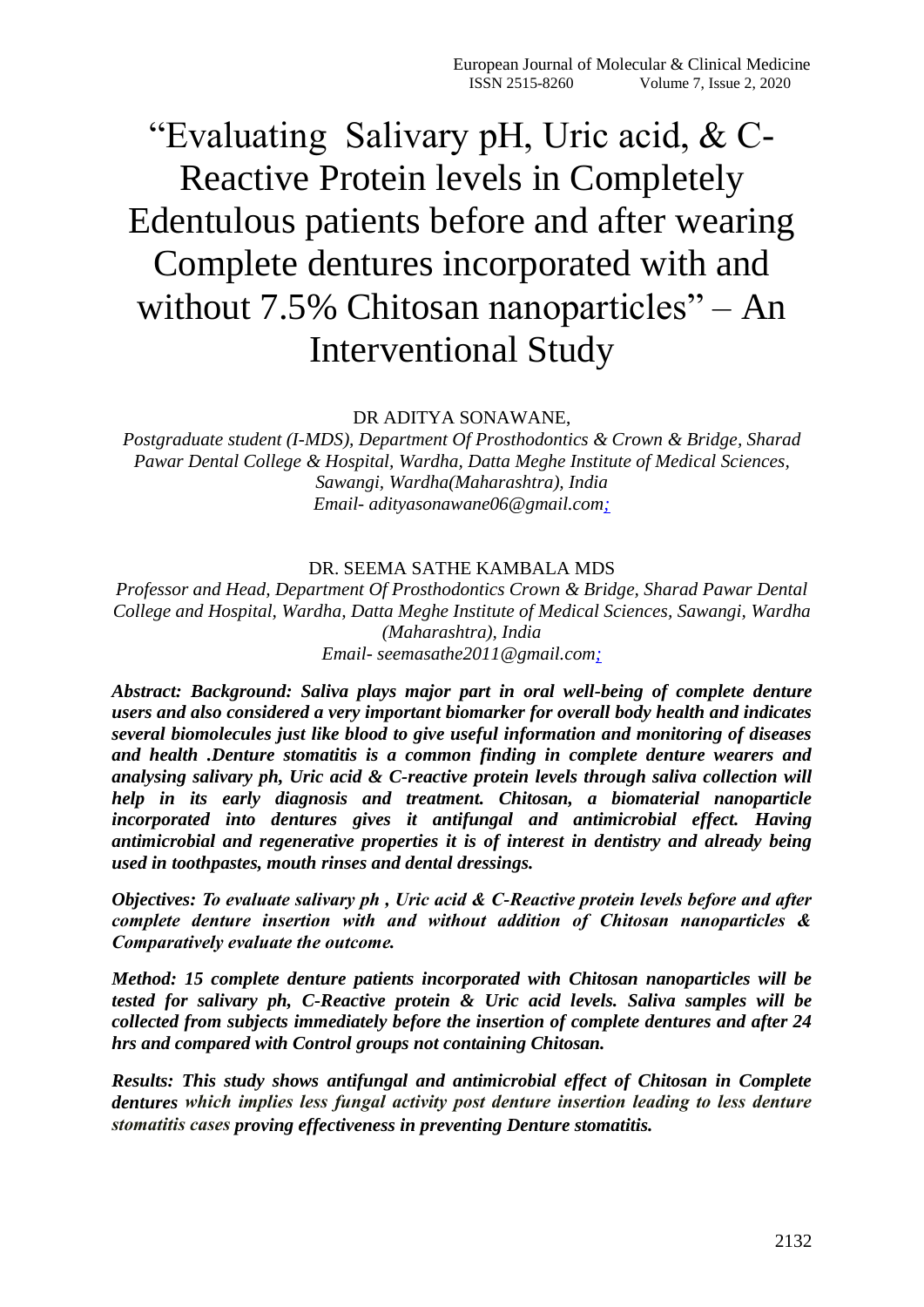# "Evaluating Salivary pH, Uric acid, & C-Reactive Protein levels in Completely Edentulous patients before and after wearing Complete dentures incorporated with and without 7.5% Chitosan nanoparticles" – An Interventional Study

DR ADITYA SONAWANE,

*Postgraduate student (I-MDS), Department Of Prosthodontics & Crown & Bridge, Sharad Pawar Dental College & Hospital, Wardha, Datta Meghe Institute of Medical Sciences, Sawangi, Wardha(Maharashtra), India*
*Email- adityasonawane06@gmail.com;*

DR. SEEMA SATHE KAMBALA MDS

*Professor and Head, Department Of Prosthodontics Crown & Bridge, Sharad Pawar Dental College and Hospital, Wardha, Datta Meghe Institute of Medical Sciences, Sawangi, Wardha (Maharashtra), India*
*Email- seemasathe2011@gmail.com;*

***Abstract: Background: Saliva plays major part in oral well-being of complete denture users and also considered a very important biomarker for overall body health and indicates several biomolecules just like blood to give useful information and monitoring of diseases and health .Denture stomatitis is a common finding in complete denture wearers and analysing salivary ph, Uric acid & C-reactive protein levels through saliva collection will help in its early diagnosis and treatment. Chitosan, a biomaterial nanoparticle incorporated into dentures gives it antifungal and antimicrobial effect. Having antimicrobial and regenerative properties it is of interest in dentistry and already being used in toothpastes, mouth rinses and dental dressings.***

***Objectives: To evaluate salivary ph , Uric acid & C-Reactive protein levels before and after complete denture insertion with and without addition of Chitosan nanoparticles & Comparatively evaluate the outcome.***

***Method: 15 complete denture patients incorporated with Chitosan nanoparticles will be tested for salivary ph, C-Reactive protein & Uric acid levels. Saliva samples will be collected from subjects immediately before the insertion of complete dentures and after 24 hrs and compared with Control groups not containing Chitosan.***

***Results: This study shows antifungal and antimicrobial effect of Chitosan in Complete dentures which implies less fungal activity post denture insertion leading to less denture stomatitis cases proving effectiveness in preventing Denture stomatitis.***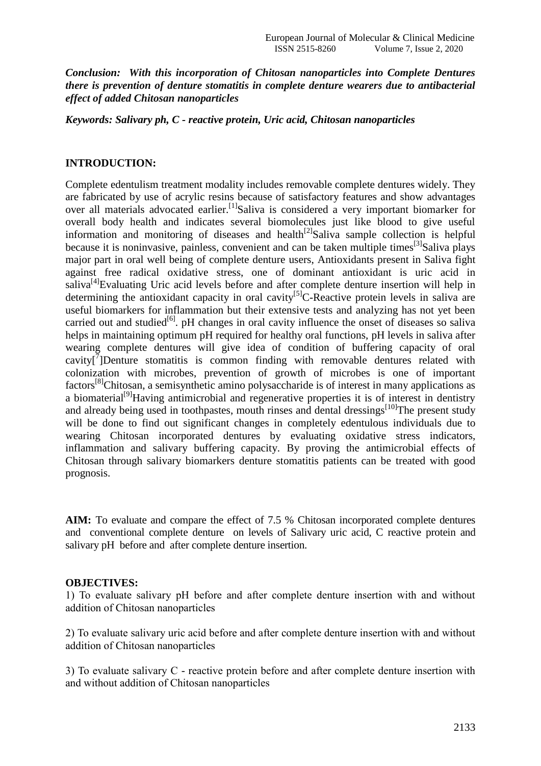***Conclusion: With this incorporation of Chitosan nanoparticles into Complete Dentures there is prevention of denture stomatitis in complete denture wearers due to antibacterial effect of added Chitosan nanoparticles***

***Keywords: Salivary ph, C - reactive protein, Uric acid, Chitosan nanoparticles***

## INTRODUCTION:

Complete edentulism treatment modality includes removable complete dentures widely. They are fabricated by use of acrylic resins because of satisfactory features and show advantages over all materials advocated earlier.[1]Saliva is considered a very important biomarker for overall body health and indicates several biomolecules just like blood to give useful information and monitoring of diseases and health[2]Saliva sample collection is helpful because it is noninvasive, painless, convenient and can be taken multiple times[3]Saliva plays major part in oral well being of complete denture users, Antioxidants present in Saliva fight against free radical oxidative stress, one of dominant antioxidant is uric acid in saliva[4]Evaluating Uric acid levels before and after complete denture insertion will help in determining the antioxidant capacity in oral cavity[5]C-Reactive protein levels in saliva are useful biomarkers for inflammation but their extensive tests and analyzing has not yet been carried out and studied[6]. pH changes in oral cavity influence the onset of diseases so saliva helps in maintaining optimum pH required for healthy oral functions, pH levels in saliva after wearing complete dentures will give idea of condition of buffering capacity of oral cavity[7]Denture stomatitis is common finding with removable dentures related with colonization with microbes, prevention of growth of microbes is one of important factors[8]Chitosan, a semisynthetic amino polysaccharide is of interest in many applications as a biomaterial[9]Having antimicrobial and regenerative properties it is of interest in dentistry and already being used in toothpastes, mouth rinses and dental dressings[10]The present study will be done to find out significant changes in completely edentulous individuals due to wearing Chitosan incorporated dentures by evaluating oxidative stress indicators, inflammation and salivary buffering capacity. By proving the antimicrobial effects of Chitosan through salivary biomarkers denture stomatitis patients can be treated with good prognosis.

**AIM:** To evaluate and compare the effect of 7.5 % Chitosan incorporated complete dentures and conventional complete denture on levels of Salivary uric acid, C reactive protein and salivary pH before and after complete denture insertion.

## OBJECTIVES:

1) To evaluate salivary pH before and after complete denture insertion with and without addition of Chitosan nanoparticles

2) To evaluate salivary uric acid before and after complete denture insertion with and without addition of Chitosan nanoparticles

3) To evaluate salivary C - reactive protein before and after complete denture insertion with and without addition of Chitosan nanoparticles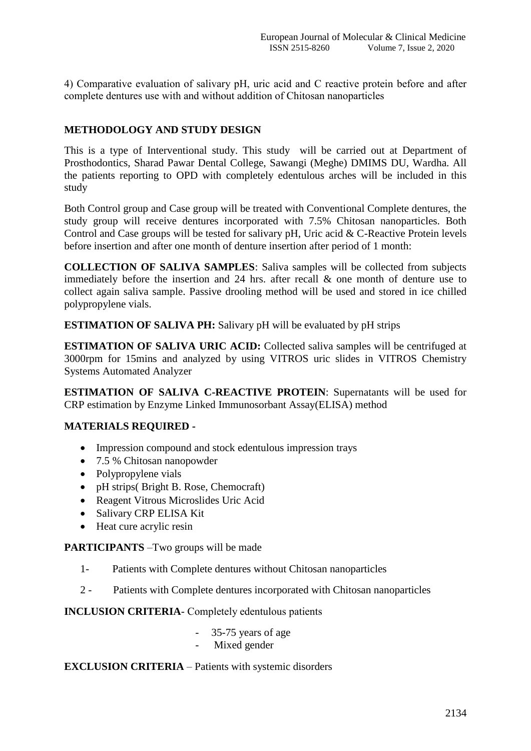4) Comparative evaluation of salivary pH, uric acid and C reactive protein before and after complete dentures use with and without addition of Chitosan nanoparticles

## METHODOLOGY AND STUDY DESIGN

This is a type of Interventional study. This study will be carried out at Department of Prosthodontics, Sharad Pawar Dental College, Sawangi (Meghe) DMIMS DU, Wardha. All the patients reporting to OPD with completely edentulous arches will be included in this study

Both Control group and Case group will be treated with Conventional Complete dentures, the study group will receive dentures incorporated with 7.5% Chitosan nanoparticles. Both Control and Case groups will be tested for salivary pH, Uric acid & C-Reactive Protein levels before insertion and after one month of denture insertion after period of 1 month:

**COLLECTION OF SALIVA SAMPLES**: Saliva samples will be collected from subjects immediately before the insertion and 24 hrs. after recall & one month of denture use to collect again saliva sample. Passive drooling method will be used and stored in ice chilled polypropylene vials.

**ESTIMATION OF SALIVA PH:** Salivary pH will be evaluated by pH strips

**ESTIMATION OF SALIVA URIC ACID:** Collected saliva samples will be centrifuged at 3000rpm for 15mins and analyzed by using VITROS uric slides in VITROS Chemistry Systems Automated Analyzer

**ESTIMATION OF SALIVA C-REACTIVE PROTEIN**: Supernatants will be used for CRP estimation by Enzyme Linked Immunosorbant Assay(ELISA) method

**MATERIALS REQUIRED -**

- Impression compound and stock edentulous impression trays
- 7.5 % Chitosan nanopowder
- Polypropylene vials
- pH strips( Bright B. Rose, Chemocraft)
- Reagent Vitrous Microslides Uric Acid
- Salivary CRP ELISA Kit
- Heat cure acrylic resin

**PARTICIPANTS** –Two groups will be made

1- Patients with Complete dentures without Chitosan nanoparticles

2 - Patients with Complete dentures incorporated with Chitosan nanoparticles

**INCLUSION CRITERIA**- Completely edentulous patients

- 35-75 years of age
- Mixed gender

**EXCLUSION CRITERIA** – Patients with systemic disorders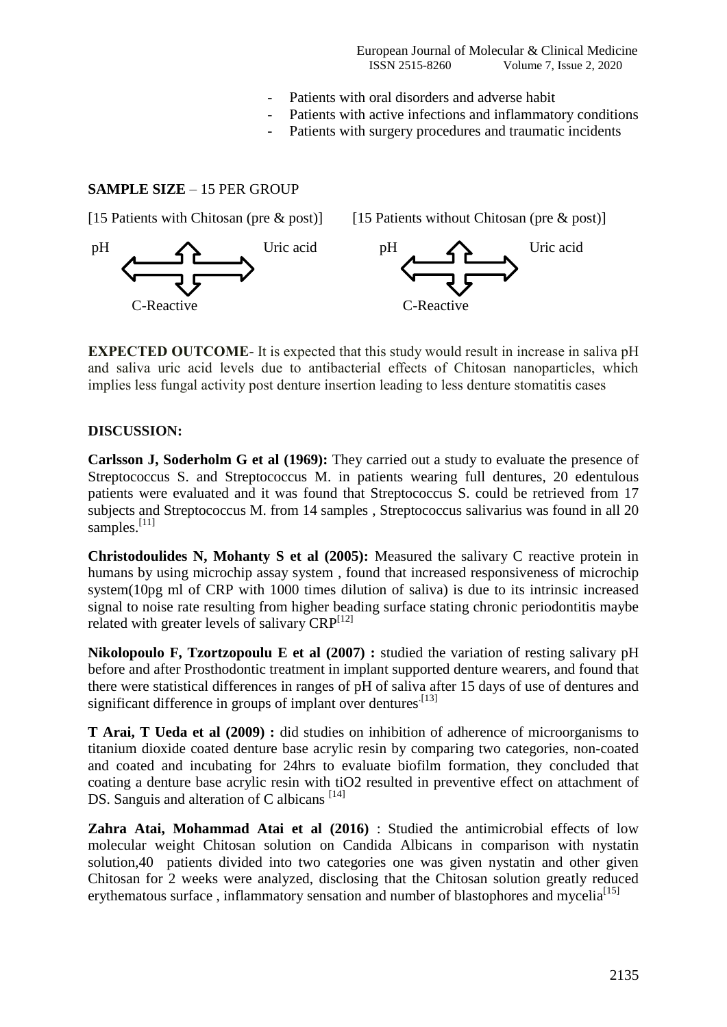- Patients with oral disorders and adverse habit
- Patients with active infections and inflammatory conditions
- Patients with surgery procedures and traumatic incidents

**SAMPLE SIZE** – 15 PER GROUP

[15 Patients with Chitosan (pre & post)] [15 Patients without Chitosan (pre & post)]

pH ⇔ Uric acid ⇕ C-Reactive    pH ⇔ Uric acid ⇕ C-Reactive

**EXPECTED OUTCOME**- It is expected that this study would result in increase in saliva pH and saliva uric acid levels due to antibacterial effects of Chitosan nanoparticles, which implies less fungal activity post denture insertion leading to less denture stomatitis cases

**DISCUSSION:**

**Carlsson J, Soderholm G et al (1969):** They carried out a study to evaluate the presence of Streptococcus S. and Streptococcus M. in patients wearing full dentures, 20 edentulous patients were evaluated and it was found that Streptococcus S. could be retrieved from 17 subjects and Streptococcus M. from 14 samples , Streptococcus salivarius was found in all 20 samples.[11]

**Christodoulides N, Mohanty S et al (2005):** Measured the salivary C reactive protein in humans by using microchip assay system , found that increased responsiveness of microchip system(10pg ml of CRP with 1000 times dilution of saliva) is due to its intrinsic increased signal to noise rate resulting from higher beading surface stating chronic periodontitis maybe related with greater levels of salivary CRP[12]

**Nikolopoulo F, Tzortzopoulu E et al (2007) :** studied the variation of resting salivary pH before and after Prosthodontic treatment in implant supported denture wearers, and found that there were statistical differences in ranges of pH of saliva after 15 days of use of dentures and significant difference in groups of implant over dentures.[13]

**T Arai, T Ueda et al (2009) :** did studies on inhibition of adherence of microorganisms to titanium dioxide coated denture base acrylic resin by comparing two categories, non-coated and coated and incubating for 24hrs to evaluate biofilm formation, they concluded that coating a denture base acrylic resin with tiO2 resulted in preventive effect on attachment of DS. Sanguis and alteration of C albicans [14]

**Zahra Atai, Mohammad Atai et al (2016)** : Studied the antimicrobial effects of low molecular weight Chitosan solution on Candida Albicans in comparison with nystatin solution,40 patients divided into two categories one was given nystatin and other given Chitosan for 2 weeks were analyzed, disclosing that the Chitosan solution greatly reduced erythematous surface , inflammatory sensation and number of blastophores and mycelia[15]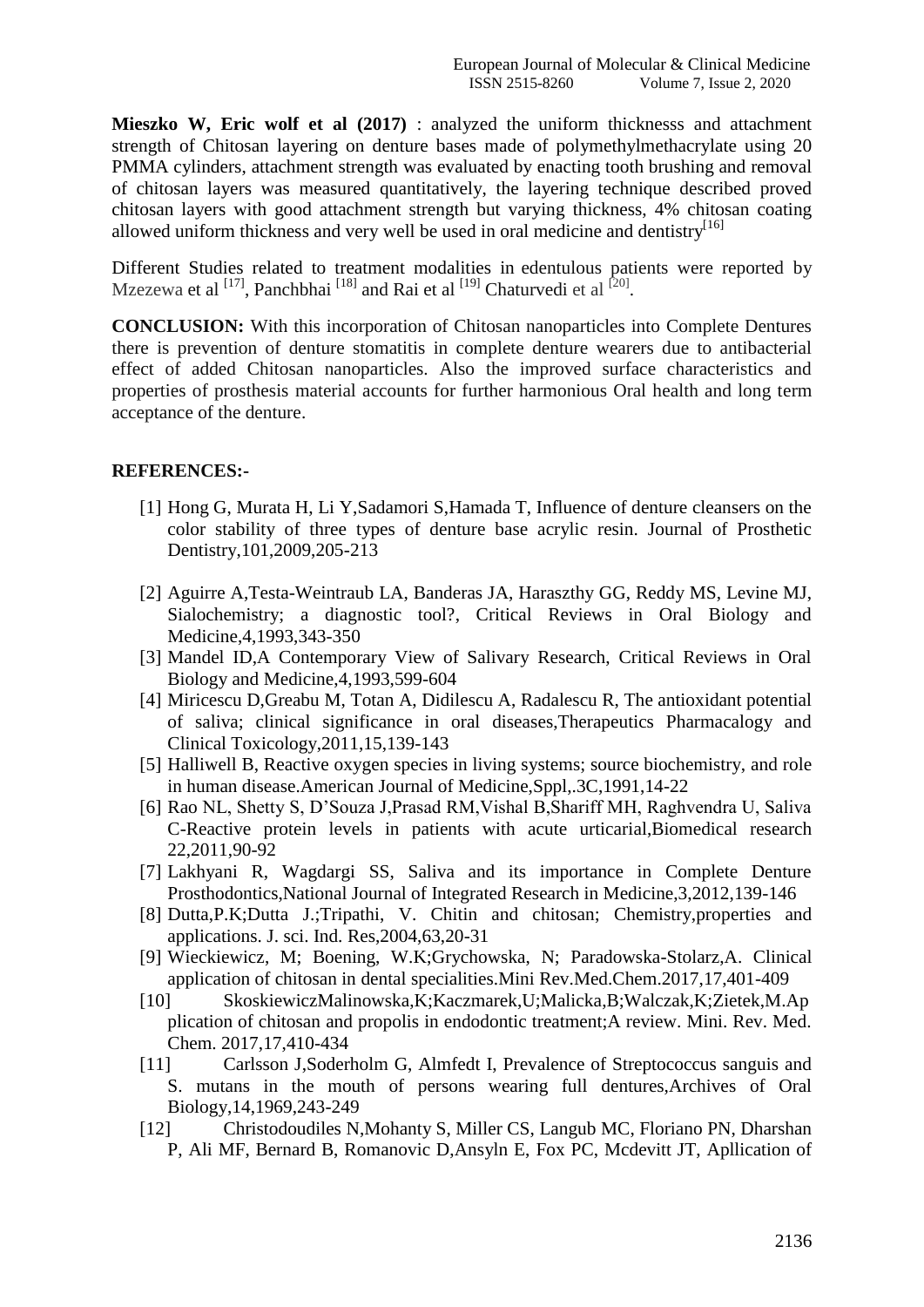**Mieszko W, Eric wolf et al (2017)** : analyzed the uniform thicknesss and attachment strength of Chitosan layering on denture bases made of polymethylmethacrylate using 20 PMMA cylinders, attachment strength was evaluated by enacting tooth brushing and removal of chitosan layers was measured quantitatively, the layering technique described proved chitosan layers with good attachment strength but varying thickness, 4% chitosan coating allowed uniform thickness and very well be used in oral medicine and dentistry[16]

Different Studies related to treatment modalities in edentulous patients were reported by Mzezewa et al [17], Panchbhai [18] and Rai et al [19] Chaturvedi et al [20].

**CONCLUSION:** With this incorporation of Chitosan nanoparticles into Complete Dentures there is prevention of denture stomatitis in complete denture wearers due to antibacterial effect of added Chitosan nanoparticles. Also the improved surface characteristics and properties of prosthesis material accounts for further harmonious Oral health and long term acceptance of the denture.

**REFERENCES:-**

[1] Hong G, Murata H, Li Y,Sadamori S,Hamada T, Influence of denture cleansers on the color stability of three types of denture base acrylic resin. Journal of Prosthetic Dentistry,101,2009,205-213

[2] Aguirre A,Testa-Weintraub LA, Banderas JA, Haraszthy GG, Reddy MS, Levine MJ, Sialochemistry; a diagnostic tool?, Critical Reviews in Oral Biology and Medicine,4,1993,343-350

[3] Mandel ID,A Contemporary View of Salivary Research, Critical Reviews in Oral Biology and Medicine,4,1993,599-604

[4] Miricescu D,Greabu M, Totan A, Didilescu A, Radalescu R, The antioxidant potential of saliva; clinical significance in oral diseases,Therapeutics Pharmacalogy and Clinical Toxicology,2011,15,139-143

[5] Halliwell B, Reactive oxygen species in living systems; source biochemistry, and role in human disease.American Journal of Medicine,Sppl,.3C,1991,14-22

[6] Rao NL, Shetty S, D'Souza J,Prasad RM,Vishal B,Shariff MH, Raghvendra U, Saliva C-Reactive protein levels in patients with acute urticarial,Biomedical research 22,2011,90-92

[7] Lakhyani R, Wagdargi SS, Saliva and its importance in Complete Denture Prosthodontics,National Journal of Integrated Research in Medicine,3,2012,139-146

[8] Dutta,P.K;Dutta J.;Tripathi, V. Chitin and chitosan; Chemistry,properties and applications. J. sci. Ind. Res,2004,63,20-31

[9] Wieckiewicz, M; Boening, W.K;Grychowska, N; Paradowska-Stolarz,A. Clinical application of chitosan in dental specialities.Mini Rev.Med.Chem.2017,17,401-409

[10] SkoskiewiczMalinowska,K;Kaczmarek,U;Malicka,B;Walczak,K;Zietek,M.Application of chitosan and propolis in endodontic treatment;A review. Mini. Rev. Med. Chem. 2017,17,410-434

[11] Carlsson J,Soderholm G, Almfedt I, Prevalence of Streptococcus sanguis and S. mutans in the mouth of persons wearing full dentures,Archives of Oral Biology,14,1969,243-249

[12] Christodoudiles N,Mohanty S, Miller CS, Langub MC, Floriano PN, Dharshan P, Ali MF, Bernard B, Romanovic D,Ansyln E, Fox PC, Mcdevitt JT, Apllication of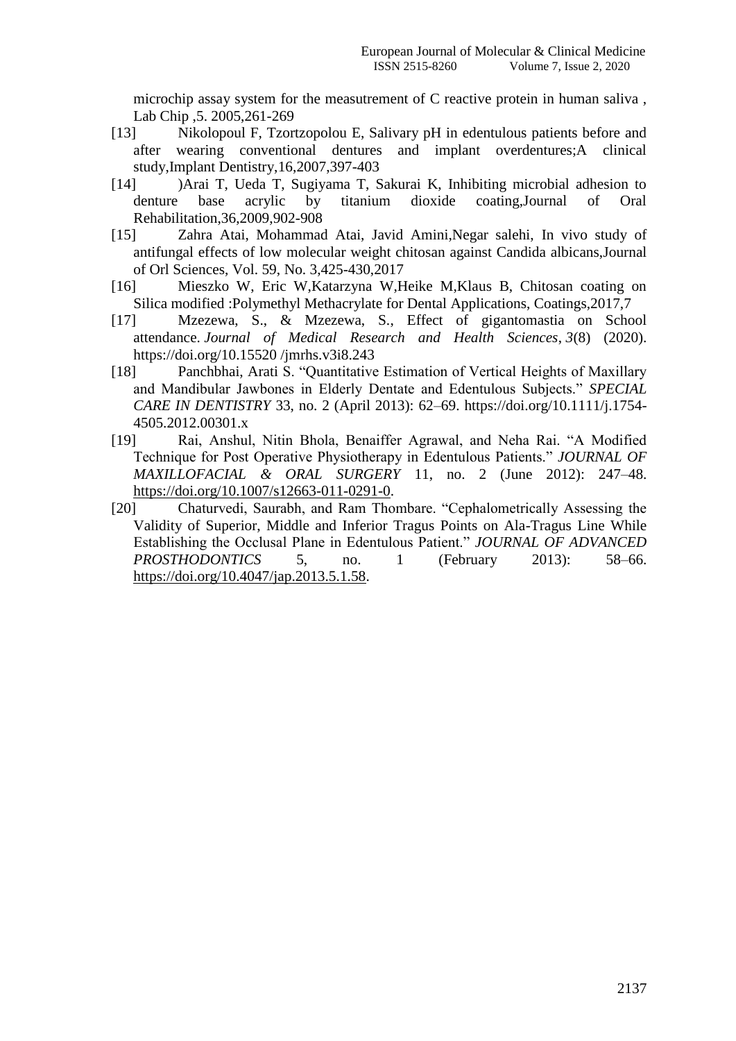microchip assay system for the measutrement of C reactive protein in human saliva , Lab Chip ,5. 2005,261-269

[13] Nikolopoul F, Tzortzopolou E, Salivary pH in edentulous patients before and after wearing conventional dentures and implant overdentures;A clinical study,Implant Dentistry,16,2007,397-403

[14] )Arai T, Ueda T, Sugiyama T, Sakurai K, Inhibiting microbial adhesion to denture base acrylic by titanium dioxide coating,Journal of Oral Rehabilitation,36,2009,902-908

[15] Zahra Atai, Mohammad Atai, Javid Amini,Negar salehi, In vivo study of antifungal effects of low molecular weight chitosan against Candida albicans,Journal of Orl Sciences, Vol. 59, No. 3,425-430,2017

[16] Mieszko W, Eric W,Katarzyna W,Heike M,Klaus B, Chitosan coating on Silica modified :Polymethyl Methacrylate for Dental Applications, Coatings,2017,7

[17] Mzezewa, S., & Mzezewa, S., Effect of gigantomastia on School attendance. *Journal of Medical Research and Health Sciences*, *3*(8) (2020). https://doi.org/10.15520 /jmrhs.v3i8.243

[18] Panchbhai, Arati S. "Quantitative Estimation of Vertical Heights of Maxillary and Mandibular Jawbones in Elderly Dentate and Edentulous Subjects." *SPECIAL CARE IN DENTISTRY* 33, no. 2 (April 2013): 62–69. https://doi.org/10.1111/j.1754-4505.2012.00301.x

[19] Rai, Anshul, Nitin Bhola, Benaiffer Agrawal, and Neha Rai. "A Modified Technique for Post Operative Physiotherapy in Edentulous Patients." *JOURNAL OF MAXILLOFACIAL & ORAL SURGERY* 11, no. 2 (June 2012): 247–48. https://doi.org/10.1007/s12663-011-0291-0.

[20] Chaturvedi, Saurabh, and Ram Thombare. "Cephalometrically Assessing the Validity of Superior, Middle and Inferior Tragus Points on Ala-Tragus Line While Establishing the Occlusal Plane in Edentulous Patient." *JOURNAL OF ADVANCED PROSTHODONTICS* 5, no. 1 (February 2013): 58–66. https://doi.org/10.4047/jap.2013.5.1.58.